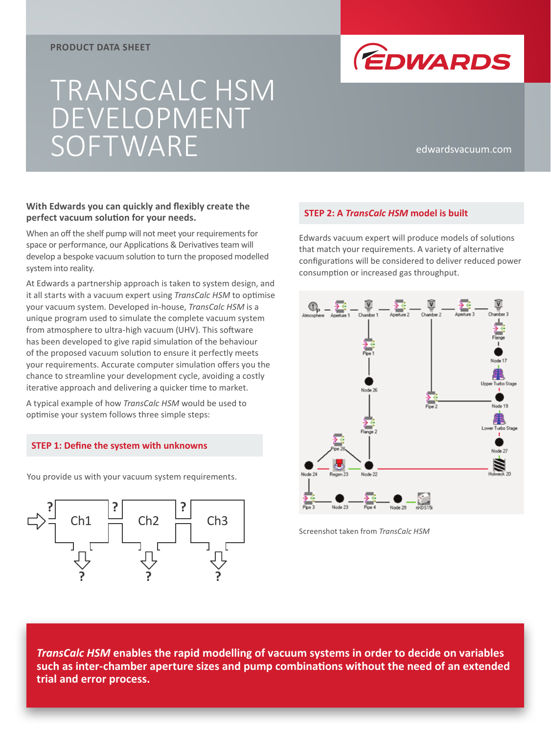PRODUCT DATA SHEET

# TRANSCALC HSM DEVELOPMENT SOFTWARE

edwardsvacuum.com

**With Edwards you can quickly and flexibly create the perfect vacuum solution for your needs.**

When an off the shelf pump will not meet your requirements for space or performance, our Applications & Derivatives team will develop a bespoke vacuum solution to turn the proposed modelled system into reality.

At Edwards a partnership approach is taken to system design, and it all starts with a vacuum expert using *TransCalc HSM* to optimise your vacuum system. Developed in-house, *TransCalc HSM* is a unique program used to simulate the complete vacuum system from atmosphere to ultra-high vacuum (UHV). This software has been developed to give rapid simulation of the behaviour of the proposed vacuum solution to ensure it perfectly meets your requirements. Accurate computer simulation offers you the chance to streamline your development cycle, avoiding a costly iterative approach and delivering a quicker time to market.

A typical example of how *TransCalc HSM* would be used to optimise your system follows three simple steps:

## STEP 1: Define the system with unknowns

You provide us with your vacuum system requirements.

## STEP 2: A *TransCalc HSM* model is built

Edwards vacuum expert will produce models of solutions that match your requirements. A variety of alternative configurations will be considered to deliver reduced power consumption or increased gas throughput.

Screenshot taken from *TransCalc HSM*

***TransCalc HSM* enables the rapid modelling of vacuum systems in order to decide on variables such as inter-chamber aperture sizes and pump combinations without the need of an extended trial and error process.**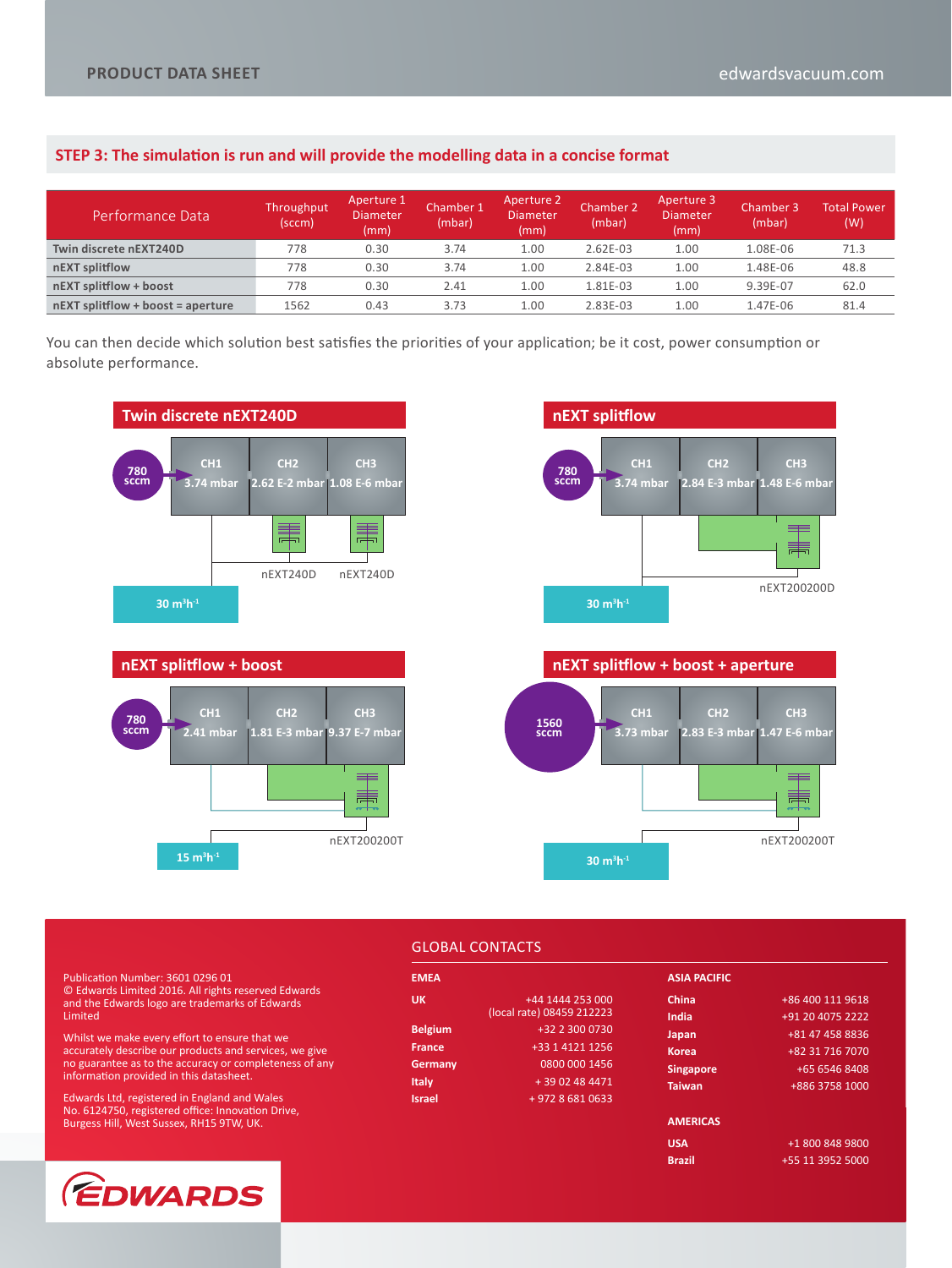## STEP 3: The simulation is run and will provide the modelling data in a concise format

| Performance Data | Throughput (sccm) | Aperture 1 Diameter (mm) | Chamber 1 (mbar) | Aperture 2 Diameter (mm) | Chamber 2 (mbar) | Aperture 3 Diameter (mm) | Chamber 3 (mbar) | Total Power (W) |
|---|---|---|---|---|---|---|---|---|
| **Twin discrete nEXT240D** | 778 | 0.30 | 3.74 | 1.00 | 2.62E-03 | 1.00 | 1.08E-06 | 71.3 |
| **nEXT splitflow** | 778 | 0.30 | 3.74 | 1.00 | 2.84E-03 | 1.00 | 1.48E-06 | 48.8 |
| **nEXT splitflow + boost** | 778 | 0.30 | 2.41 | 1.00 | 1.81E-03 | 1.00 | 9.39E-07 | 62.0 |
| **nEXT splitflow + boost = aperture** | 1562 | 0.43 | 3.73 | 1.00 | 2.83E-03 | 1.00 | 1.47E-06 | 81.4 |

You can then decide which solution best satisfies the priorities of your application; be it cost, power consumption or absolute performance.

**Twin discrete nEXT240D**

780 sccm
CH1 3.74 mbar
CH2 2.62 E-2 mbar
CH3 1.08 E-6 mbar
nEXT240D
nEXT240D
30 m³h⁻¹

**nEXT splitflow**

780 sccm
CH1 3.74 mbar
CH2 2.84 E-3 mbar
CH3 1.48 E-6 mbar
nEXT200200D
30 m³h⁻¹

**nEXT splitflow + boost**

780 sccm
CH1 2.41 mbar
CH2 1.81 E-3 mbar
CH3 9.37 E-7 mbar
nEXT200200T
15 m³h⁻¹

**nEXT splitflow + boost + aperture**

1560 sccm
CH1 3.73 mbar
CH2 2.83 E-3 mbar
CH3 1.47 E-6 mbar
nEXT200200T
30 m³h⁻¹

Publication Number: 3601 0296 01
© Edwards Limited 2016. All rights reserved Edwards and the Edwards logo are trademarks of Edwards Limited

Whilst we make every effort to ensure that we accurately describe our products and services, we give no guarantee as to the accuracy or completeness of any information provided in this datasheet.

Edwards Ltd, registered in England and Wales No. 6124750, registered office: Innovation Drive, Burgess Hill, West Sussex, RH15 9TW, UK.

## GLOBAL CONTACTS

**EMEA**

| | |
|---|---|
| **UK** | +44 1444 253 000 (local rate) 08459 212223 |
| **Belgium** | +32 2 300 0730 |
| **France** | +33 1 4121 1256 |
| **Germany** | 0800 000 1456 |
| **Italy** | + 39 02 48 4471 |
| **Israel** | + 972 8 681 0633 |

**ASIA PACIFIC**

| | |
|---|---|
| **China** | +86 400 111 9618 |
| **India** | +91 20 4075 2222 |
| **Japan** | +81 47 458 8836 |
| **Korea** | +82 31 716 7070 |
| **Singapore** | +65 6546 8408 |
| **Taiwan** | +886 3758 1000 |

**AMERICAS**

| | |
|---|---|
| **USA** | +1 800 848 9800 |
| **Brazil** | +55 11 3952 5000 |

EDWARDS